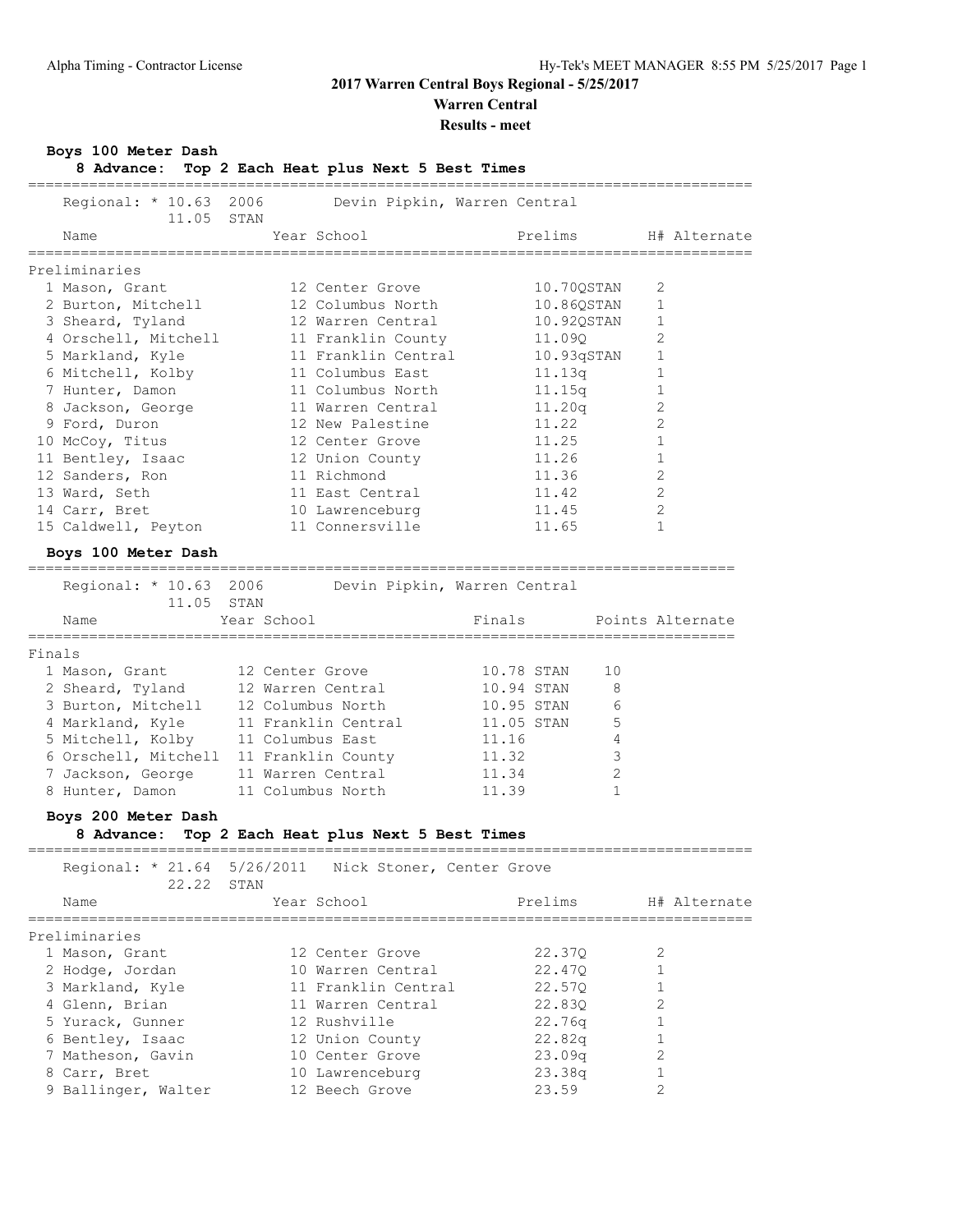# 2017 Warren Central Boys Regional - 5/25/2017

## Warren Central

### Results - meet

**Boys 100 Meter Dash**

**8 Advance: Top 2 Each Heat plus Next 5 Best Times**

Regional: * 10.63 2006 Devin Pipkin, Warren Central
11.05 STAN

Preliminaries

| | Name | Year | School | Prelims | | H# | Alternate |
|---|---|---|---|---|---|---|---|
| 1 | Mason, Grant | 12 | Center Grove | 10.70Q | STAN | 2 | |
| 2 | Burton, Mitchell | 12 | Columbus North | 10.86Q | STAN | 1 | |
| 3 | Sheard, Tyland | 12 | Warren Central | 10.92Q | STAN | 1 | |
| 4 | Orschell, Mitchell | 11 | Franklin County | 11.09Q | | 2 | |
| 5 | Markland, Kyle | 11 | Franklin Central | 10.93q | STAN | 1 | |
| 6 | Mitchell, Kolby | 11 | Columbus East | 11.13q | | 1 | |
| 7 | Hunter, Damon | 11 | Columbus North | 11.15q | | 1 | |
| 8 | Jackson, George | 11 | Warren Central | 11.20q | | 2 | |
| 9 | Ford, Duron | 12 | New Palestine | 11.22 | | 2 | |
| 10 | McCoy, Titus | 12 | Center Grove | 11.25 | | 1 | |
| 11 | Bentley, Isaac | 12 | Union County | 11.26 | | 1 | |
| 12 | Sanders, Ron | 11 | Richmond | 11.36 | | 2 | |
| 13 | Ward, Seth | 11 | East Central | 11.42 | | 2 | |
| 14 | Carr, Bret | 10 | Lawrenceburg | 11.45 | | 2 | |
| 15 | Caldwell, Peyton | 11 | Connersville | 11.65 | | 1 | |

**Boys 100 Meter Dash**

Regional: * 10.63 2006 Devin Pipkin, Warren Central
11.05 STAN

Finals

| | Name | Year | School | Finals | | Points | Alternate |
|---|---|---|---|---|---|---|---|
| 1 | Mason, Grant | 12 | Center Grove | 10.78 | STAN | 10 | |
| 2 | Sheard, Tyland | 12 | Warren Central | 10.94 | STAN | 8 | |
| 3 | Burton, Mitchell | 12 | Columbus North | 10.95 | STAN | 6 | |
| 4 | Markland, Kyle | 11 | Franklin Central | 11.05 | STAN | 5 | |
| 5 | Mitchell, Kolby | 11 | Columbus East | 11.16 | | 4 | |
| 6 | Orschell, Mitchell | 11 | Franklin County | 11.32 | | 3 | |
| 7 | Jackson, George | 11 | Warren Central | 11.34 | | 2 | |
| 8 | Hunter, Damon | 11 | Columbus North | 11.39 | | 1 | |

**Boys 200 Meter Dash**

**8 Advance: Top 2 Each Heat plus Next 5 Best Times**

Regional: * 21.64 5/26/2011 Nick Stoner, Center Grove
22.22 STAN

Preliminaries

| | Name | Year | School | Prelims | H# | Alternate |
|---|---|---|---|---|---|---|
| 1 | Mason, Grant | 12 | Center Grove | 22.37Q | 2 | |
| 2 | Hodge, Jordan | 10 | Warren Central | 22.47Q | 1 | |
| 3 | Markland, Kyle | 11 | Franklin Central | 22.57Q | 1 | |
| 4 | Glenn, Brian | 11 | Warren Central | 22.83Q | 2 | |
| 5 | Yurack, Gunner | 12 | Rushville | 22.76q | 1 | |
| 6 | Bentley, Isaac | 12 | Union County | 22.82q | 1 | |
| 7 | Matheson, Gavin | 10 | Center Grove | 23.09q | 2 | |
| 8 | Carr, Bret | 10 | Lawrenceburg | 23.38q | 1 | |
| 9 | Ballinger, Walter | 12 | Beech Grove | 23.59 | 2 | |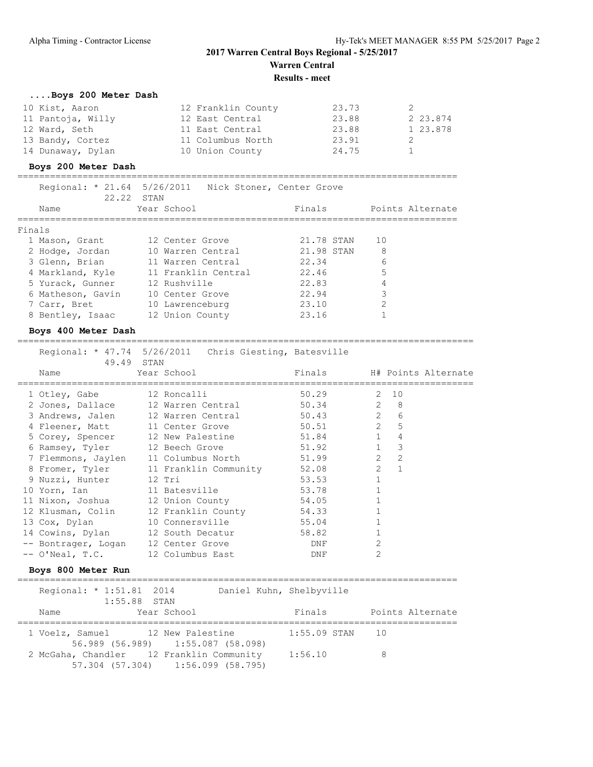## 2017 Warren Central Boys Regional - 5/25/2017

**Warren Central**

**Results - meet**

### ....Boys 200 Meter Dash

| Place | Name | Year | School | Finals | H# | Alternate |
|---|---|---|---|---|---|---|
| 10 | Kist, Aaron | 12 | Franklin County | 23.73 | 2 | |
| 11 | Pantoja, Willy | 12 | East Central | 23.88 | 2 | 23.874 |
| 12 | Ward, Seth | 11 | East Central | 23.88 | 1 | 23.878 |
| 13 | Bandy, Cortez | 11 | Columbus North | 23.91 | 2 | |
| 14 | Dunaway, Dylan | 10 | Union County | 24.75 | 1 | |

### Boys 200 Meter Dash

Regional: * 21.64 5/26/2011 Nick Stoner, Center Grove
22.22 STAN

Finals

| Place | Name | Year | School | Finals | | Points | Alternate |
|---|---|---|---|---|---|---|---|
| 1 | Mason, Grant | 12 | Center Grove | 21.78 | STAN | 10 | |
| 2 | Hodge, Jordan | 10 | Warren Central | 21.98 | STAN | 8 | |
| 3 | Glenn, Brian | 11 | Warren Central | 22.34 | | 6 | |
| 4 | Markland, Kyle | 11 | Franklin Central | 22.46 | | 5 | |
| 5 | Yurack, Gunner | 12 | Rushville | 22.83 | | 4 | |
| 6 | Matheson, Gavin | 10 | Center Grove | 22.94 | | 3 | |
| 7 | Carr, Bret | 10 | Lawrenceburg | 23.10 | | 2 | |
| 8 | Bentley, Isaac | 12 | Union County | 23.16 | | 1 | |

### Boys 400 Meter Dash

Regional: * 47.74 5/26/2011 Chris Giesting, Batesville
49.49 STAN

| Place | Name | Year | School | Finals | H# | Points | Alternate |
|---|---|---|---|---|---|---|---|
| 1 | Otley, Gabe | 12 | Roncalli | 50.29 | 2 | 10 | |
| 2 | Jones, Dallace | 12 | Warren Central | 50.34 | 2 | 8 | |
| 3 | Andrews, Jalen | 12 | Warren Central | 50.43 | 2 | 6 | |
| 4 | Fleener, Matt | 11 | Center Grove | 50.51 | 2 | 5 | |
| 5 | Corey, Spencer | 12 | New Palestine | 51.84 | 1 | 4 | |
| 6 | Ramsey, Tyler | 12 | Beech Grove | 51.92 | 1 | 3 | |
| 7 | Flemmons, Jaylen | 11 | Columbus North | 51.99 | 2 | 2 | |
| 8 | Fromer, Tyler | 11 | Franklin Community | 52.08 | 2 | 1 | |
| 9 | Nuzzi, Hunter | 12 | Tri | 53.53 | 1 | | |
| 10 | Yorn, Ian | 11 | Batesville | 53.78 | 1 | | |
| 11 | Nixon, Joshua | 12 | Union County | 54.05 | 1 | | |
| 12 | Klusman, Colin | 12 | Franklin County | 54.33 | 1 | | |
| 13 | Cox, Dylan | 10 | Connersville | 55.04 | 1 | | |
| 14 | Cowins, Dylan | 12 | South Decatur | 58.82 | 1 | | |
| -- | Bontrager, Logan | 12 | Center Grove | DNF | 2 | | |
| -- | O'Neal, T.C. | 12 | Columbus East | DNF | 2 | | |

### Boys 800 Meter Run

Regional: * 1:51.81 2014 Daniel Kuhn, Shelbyville
1:55.88 STAN

| Place | Name | Year | School | Finals | | Points | Alternate |
|---|---|---|---|---|---|---|---|
| 1 | Voelz, Samuel | 12 | New Palestine | 1:55.09 | STAN | 10 | |
| | 56.989 (56.989) | | 1:55.087 (58.098) | | | | |
| 2 | McGaha, Chandler | 12 | Franklin Community | 1:56.10 | | 8 | |
| | 57.304 (57.304) | | 1:56.099 (58.795) | | | | |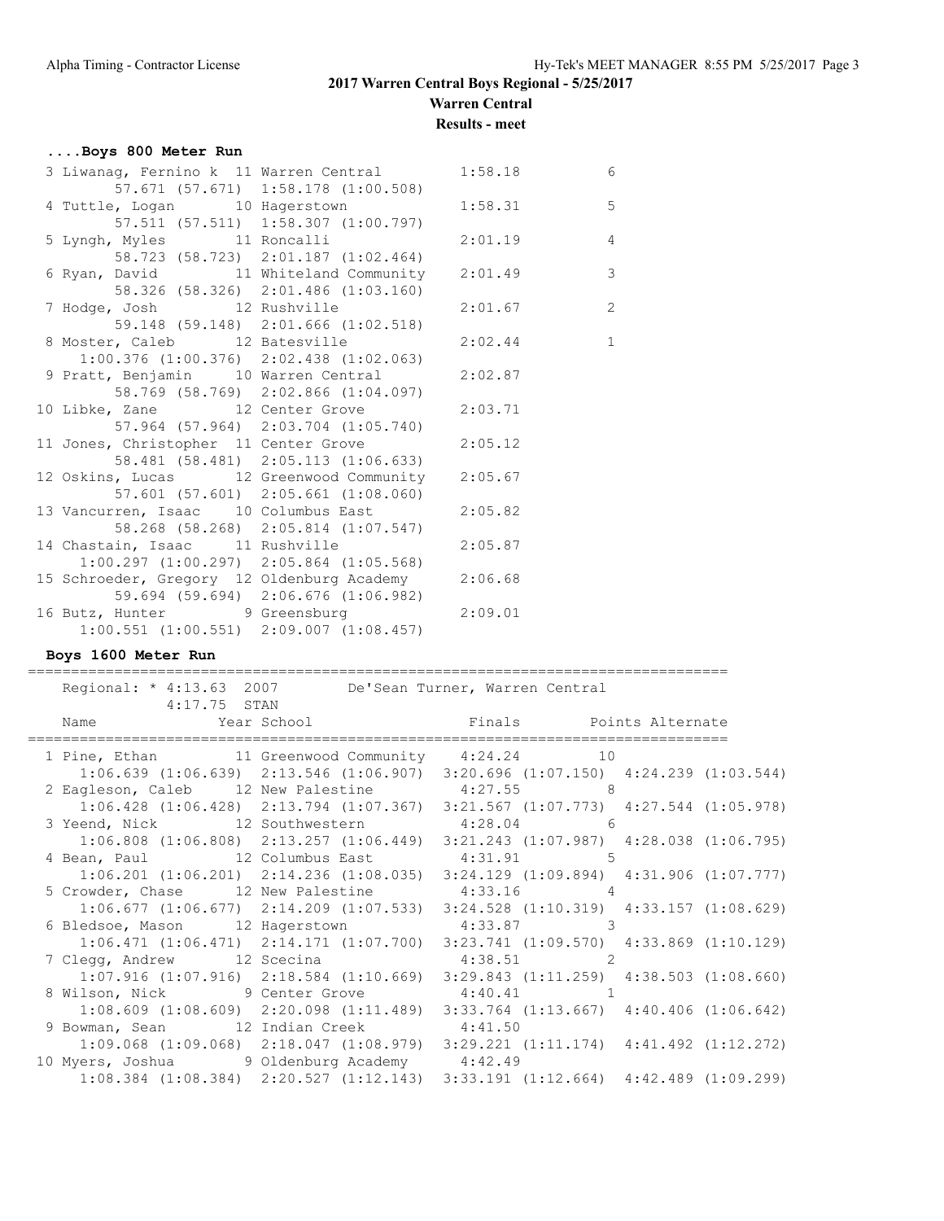## 2017 Warren Central Boys Regional - 5/25/2017

### Warren Central

### Results - meet

**....Boys 800 Meter Run**

```
 3 Liwanag, Fernino k  11 Warren Central        1:58.18          6
       57.671 (57.671)  1:58.178 (1:00.508)
 4 Tuttle, Logan       10 Hagerstown            1:58.31          5
       57.511 (57.511)  1:58.307 (1:00.797)
 5 Lyngh, Myles        11 Roncalli              2:01.19          4
       58.723 (58.723)  2:01.187 (1:02.464)
 6 Ryan, David         11 Whiteland Community   2:01.49          3
       58.326 (58.326)  2:01.486 (1:03.160)
 7 Hodge, Josh         12 Rushville             2:01.67          2
       59.148 (59.148)  2:01.666 (1:02.518)
 8 Moster, Caleb       12 Batesville            2:02.44          1
    1:00.376 (1:00.376)  2:02.438 (1:02.063)
 9 Pratt, Benjamin     10 Warren Central        2:02.87
       58.769 (58.769)  2:02.866 (1:04.097)
10 Libke, Zane         12 Center Grove          2:03.71
       57.964 (57.964)  2:03.704 (1:05.740)
11 Jones, Christopher  11 Center Grove          2:05.12
       58.481 (58.481)  2:05.113 (1:06.633)
12 Oskins, Lucas       12 Greenwood Community   2:05.67
       57.601 (57.601)  2:05.661 (1:08.060)
13 Vancurren, Isaac    10 Columbus East         2:05.82
       58.268 (58.268)  2:05.814 (1:07.547)
14 Chastain, Isaac     11 Rushville             2:05.87
    1:00.297 (1:00.297)  2:05.864 (1:05.568)
15 Schroeder, Gregory  12 Oldenburg Academy     2:06.68
       59.694 (59.694)  2:06.676 (1:06.982)
16 Butz, Hunter         9 Greensburg            2:09.01
    1:00.551 (1:00.551)  2:09.007 (1:08.457)
```

**Boys 1600 Meter Run**

```
=================================================================================
    Regional: * 4:13.63  2007        De'Sean Turner, Warren Central
             4:17.75  STAN
    Name                 Year School                 Finals        Points Alternate
=================================================================================
  1 Pine, Ethan          11 Greenwood Community    4:24.24        10
     1:06.639 (1:06.639)  2:13.546 (1:06.907)  3:20.696 (1:07.150)  4:24.239 (1:03.544)
  2 Eagleson, Caleb      12 New Palestine          4:27.55         8
     1:06.428 (1:06.428)  2:13.794 (1:07.367)  3:21.567 (1:07.773)  4:27.544 (1:05.978)
  3 Yeend, Nick          12 Southwestern           4:28.04         6
     1:06.808 (1:06.808)  2:13.257 (1:06.449)  3:21.243 (1:07.987)  4:28.038 (1:06.795)
  4 Bean, Paul           12 Columbus East          4:31.91         5
     1:06.201 (1:06.201)  2:14.236 (1:08.035)  3:24.129 (1:09.894)  4:31.906 (1:07.777)
  5 Crowder, Chase       12 New Palestine          4:33.16         4
     1:06.677 (1:06.677)  2:14.209 (1:07.533)  3:24.528 (1:10.319)  4:33.157 (1:08.629)
  6 Bledsoe, Mason       12 Hagerstown             4:33.87         3
     1:06.471 (1:06.471)  2:14.171 (1:07.700)  3:23.741 (1:09.570)  4:33.869 (1:10.129)
  7 Clegg, Andrew        12 Scecina                4:38.51         2
     1:07.916 (1:07.916)  2:18.584 (1:10.669)  3:29.843 (1:11.259)  4:38.503 (1:08.660)
  8 Wilson, Nick          9 Center Grove           4:40.41         1
     1:08.609 (1:08.609)  2:20.098 (1:11.489)  3:33.764 (1:13.667)  4:40.406 (1:06.642)
  9 Bowman, Sean         12 Indian Creek           4:41.50
     1:09.068 (1:09.068)  2:18.047 (1:08.979)  3:29.221 (1:11.174)  4:41.492 (1:12.272)
 10 Myers, Joshua         9 Oldenburg Academy      4:42.49
     1:08.384 (1:08.384)  2:20.527 (1:12.143)  3:33.191 (1:12.664)  4:42.489 (1:09.299)
```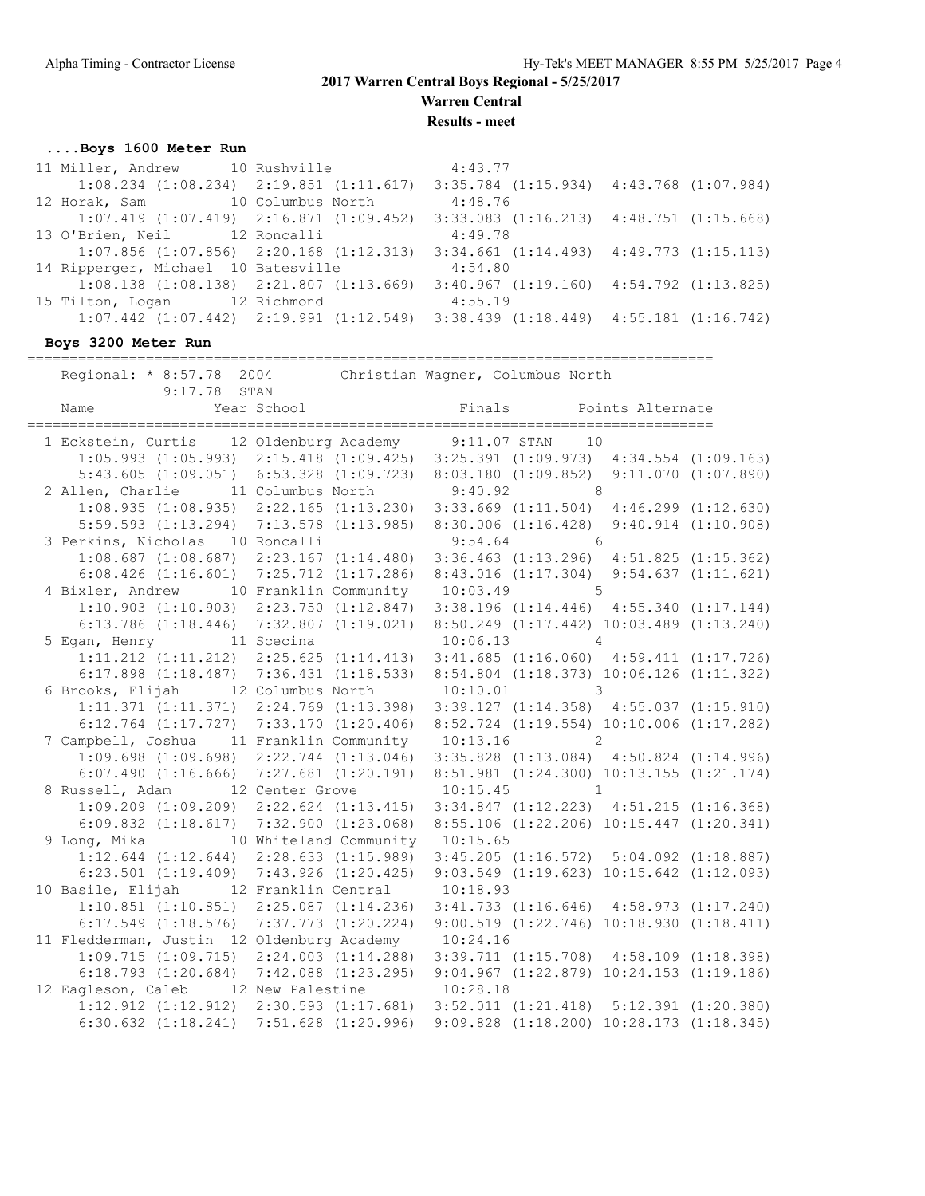**2017 Warren Central Boys Regional - 5/25/2017**

**Warren Central**

**Results - meet**

### ....Boys 1600 Meter Run

```
11 Miller, Andrew      10 Rushville               4:43.77
     1:08.234 (1:08.234)  2:19.851 (1:11.617)  3:35.784 (1:15.934)  4:43.768 (1:07.984)
12 Horak, Sam          10 Columbus North          4:48.76
     1:07.419 (1:07.419)  2:16.871 (1:09.452)  3:33.083 (1:16.213)  4:48.751 (1:15.668)
13 O'Brien, Neil       12 Roncalli                4:49.78
     1:07.856 (1:07.856)  2:20.168 (1:12.313)  3:34.661 (1:14.493)  4:49.773 (1:15.113)
14 Ripperger, Michael  10 Batesville              4:54.80
     1:08.138 (1:08.138)  2:21.807 (1:13.669)  3:40.967 (1:19.160)  4:54.792 (1:13.825)
15 Tilton, Logan       12 Richmond                4:55.19
     1:07.442 (1:07.442)  2:19.991 (1:12.549)  3:38.439 (1:18.449)  4:55.181 (1:16.742)
```

### Boys 3200 Meter Run

```
================================================================================
   Regional: * 8:57.78  2004        Christian Wagner, Columbus North
               9:17.78  STAN
   Name                 Year School                 Finals         Points Alternate
================================================================================
  1 Eckstein, Curtis    12 Oldenburg Academy      9:11.07 STAN    10
      1:05.993 (1:05.993)  2:15.418 (1:09.425)  3:25.391 (1:09.973)  4:34.554 (1:09.163)
      5:43.605 (1:09.051)  6:53.328 (1:09.723)  8:03.180 (1:09.852)  9:11.070 (1:07.890)
  2 Allen, Charlie      11 Columbus North         9:40.92          8
      1:08.935 (1:08.935)  2:22.165 (1:13.230)  3:33.669 (1:11.504)  4:46.299 (1:12.630)
      5:59.593 (1:13.294)  7:13.578 (1:13.985)  8:30.006 (1:16.428)  9:40.914 (1:10.908)
  3 Perkins, Nicholas   10 Roncalli               9:54.64          6
      1:08.687 (1:08.687)  2:23.167 (1:14.480)  3:36.463 (1:13.296)  4:51.825 (1:15.362)
      6:08.426 (1:16.601)  7:25.712 (1:17.286)  8:43.016 (1:17.304)  9:54.637 (1:11.621)
  4 Bixler, Andrew      10 Franklin Community    10:03.49          5
      1:10.903 (1:10.903)  2:23.750 (1:12.847)  3:38.196 (1:14.446)  4:55.340 (1:17.144)
      6:13.786 (1:18.446)  7:32.807 (1:19.021)  8:50.249 (1:17.442) 10:03.489 (1:13.240)
  5 Egan, Henry         11 Scecina               10:06.13          4
      1:11.212 (1:11.212)  2:25.625 (1:14.413)  3:41.685 (1:16.060)  4:59.411 (1:17.726)
      6:17.898 (1:18.487)  7:36.431 (1:18.533)  8:54.804 (1:18.373) 10:06.126 (1:11.322)
  6 Brooks, Elijah      12 Columbus North        10:10.01          3
      1:11.371 (1:11.371)  2:24.769 (1:13.398)  3:39.127 (1:14.358)  4:55.037 (1:15.910)
      6:12.764 (1:17.727)  7:33.170 (1:20.406)  8:52.724 (1:19.554) 10:10.006 (1:17.282)
  7 Campbell, Joshua    11 Franklin Community    10:13.16          2
      1:09.698 (1:09.698)  2:22.744 (1:13.046)  3:35.828 (1:13.084)  4:50.824 (1:14.996)
      6:07.490 (1:16.666)  7:27.681 (1:20.191)  8:51.981 (1:24.300) 10:13.155 (1:21.174)
  8 Russell, Adam       12 Center Grove          10:15.45          1
      1:09.209 (1:09.209)  2:22.624 (1:13.415)  3:34.847 (1:12.223)  4:51.215 (1:16.368)
      6:09.832 (1:18.617)  7:32.900 (1:23.068)  8:55.106 (1:22.206) 10:15.447 (1:20.341)
  9 Long, Mika          10 Whiteland Community   10:15.65
      1:12.644 (1:12.644)  2:28.633 (1:15.989)  3:45.205 (1:16.572)  5:04.092 (1:18.887)
      6:23.501 (1:19.409)  7:43.926 (1:20.425)  9:03.549 (1:19.623) 10:15.642 (1:12.093)
 10 Basile, Elijah      12 Franklin Central      10:18.93
      1:10.851 (1:10.851)  2:25.087 (1:14.236)  3:41.733 (1:16.646)  4:58.973 (1:17.240)
      6:17.549 (1:18.576)  7:37.773 (1:20.224)  9:00.519 (1:22.746) 10:18.930 (1:18.411)
 11 Fledderman, Justin  12 Oldenburg Academy     10:24.16
      1:09.715 (1:09.715)  2:24.003 (1:14.288)  3:39.711 (1:15.708)  4:58.109 (1:18.398)
      6:18.793 (1:20.684)  7:42.088 (1:23.295)  9:04.967 (1:22.879) 10:24.153 (1:19.186)
 12 Eagleson, Caleb     12 New Palestine         10:28.18
      1:12.912 (1:12.912)  2:30.593 (1:17.681)  3:52.011 (1:21.418)  5:12.391 (1:20.380)
      6:30.632 (1:18.241)  7:51.628 (1:20.996)  9:09.828 (1:18.200) 10:28.173 (1:18.345)
```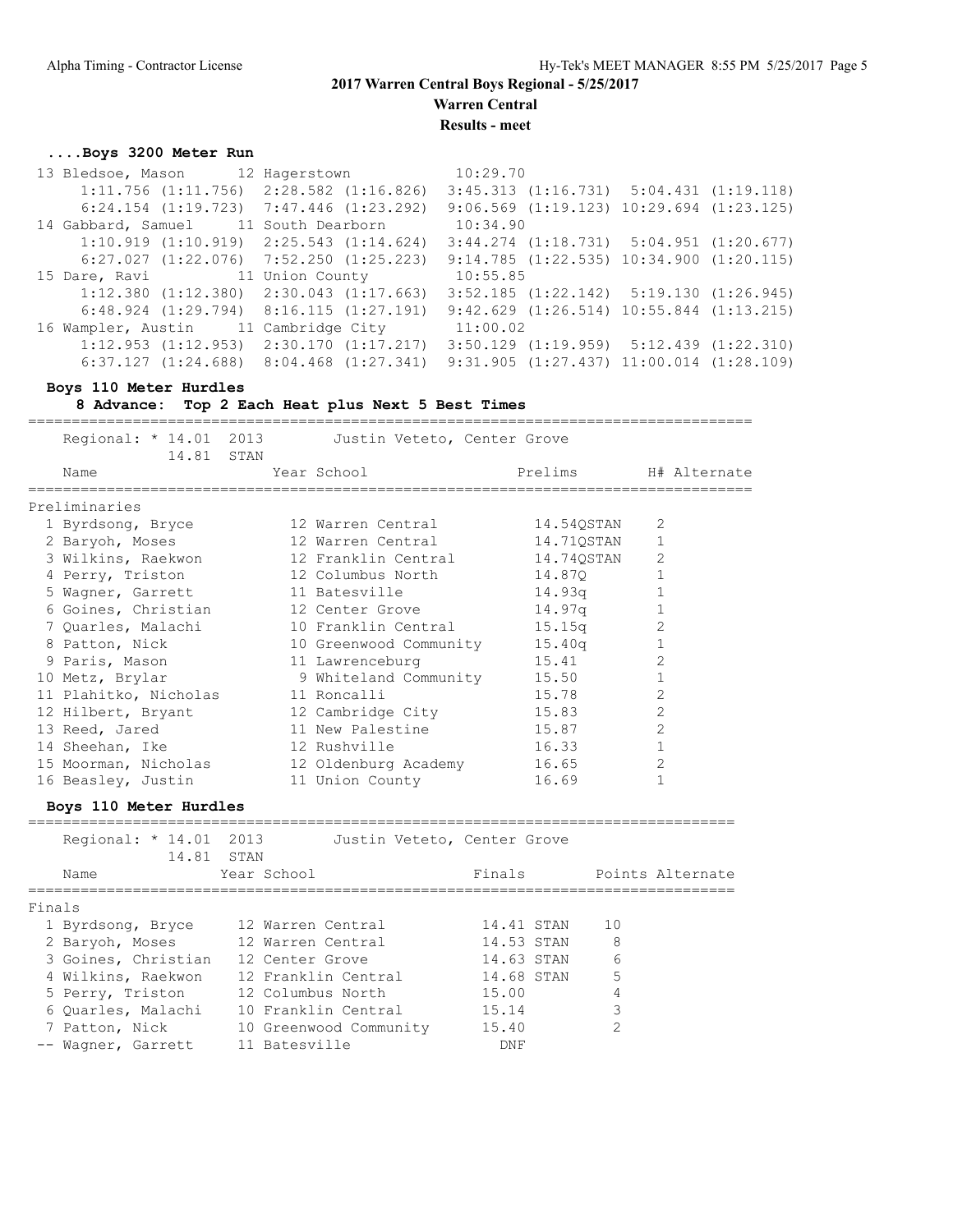# 2017 Warren Central Boys Regional - 5/25/2017

## Warren Central

### Results - meet

#### ....Boys 3200 Meter Run

| Place | Name | Year | School | Finals |
|---|---|---|---|---|
| 13 | Bledsoe, Mason | 12 | Hagerstown | 10:29.70 |
| | 1:11.756 (1:11.756) 2:28.582 (1:16.826) 3:45.313 (1:16.731) 5:04.431 (1:19.118) 6:24.154 (1:19.723) 7:47.446 (1:23.292) 9:06.569 (1:19.123) 10:29.694 (1:23.125) | | | |
| 14 | Gabbard, Samuel | 11 | South Dearborn | 10:34.90 |
| | 1:10.919 (1:10.919) 2:25.543 (1:14.624) 3:44.274 (1:18.731) 5:04.951 (1:20.677) 6:27.027 (1:22.076) 7:52.250 (1:25.223) 9:14.785 (1:22.535) 10:34.900 (1:20.115) | | | |
| 15 | Dare, Ravi | 11 | Union County | 10:55.85 |
| | 1:12.380 (1:12.380) 2:30.043 (1:17.663) 3:52.185 (1:22.142) 5:19.130 (1:26.945) 6:48.924 (1:29.794) 8:16.115 (1:27.191) 9:42.629 (1:26.514) 10:55.844 (1:13.215) | | | |
| 16 | Wampler, Austin | 11 | Cambridge City | 11:00.02 |
| | 1:12.953 (1:12.953) 2:30.170 (1:17.217) 3:50.129 (1:19.959) 5:12.439 (1:22.310) 6:37.127 (1:24.688) 8:04.468 (1:27.341) 9:31.905 (1:27.437) 11:00.014 (1:28.109) | | | |

#### Boys 110 Meter Hurdles

**8 Advance: Top 2 Each Heat plus Next 5 Best Times**

Regional: * 14.01 2013 Justin Veteto, Center Grove
14.81 STAN

Preliminaries

| Place | Name | Year | School | Prelims | H# | Alternate |
|---|---|---|---|---|---|---|
| 1 | Byrdsong, Bryce | 12 | Warren Central | 14.54QSTAN | 2 | |
| 2 | Baryoh, Moses | 12 | Warren Central | 14.71QSTAN | 1 | |
| 3 | Wilkins, Raekwon | 12 | Franklin Central | 14.74QSTAN | 2 | |
| 4 | Perry, Triston | 12 | Columbus North | 14.87Q | 1 | |
| 5 | Wagner, Garrett | 11 | Batesville | 14.93q | 1 | |
| 6 | Goines, Christian | 12 | Center Grove | 14.97q | 1 | |
| 7 | Quarles, Malachi | 10 | Franklin Central | 15.15q | 2 | |
| 8 | Patton, Nick | 10 | Greenwood Community | 15.40q | 1 | |
| 9 | Paris, Mason | 11 | Lawrenceburg | 15.41 | 2 | |
| 10 | Metz, Brylar | 9 | Whiteland Community | 15.50 | 1 | |
| 11 | Plahitko, Nicholas | 11 | Roncalli | 15.78 | 2 | |
| 12 | Hilbert, Bryant | 12 | Cambridge City | 15.83 | 2 | |
| 13 | Reed, Jared | 11 | New Palestine | 15.87 | 2 | |
| 14 | Sheehan, Ike | 12 | Rushville | 16.33 | 1 | |
| 15 | Moorman, Nicholas | 12 | Oldenburg Academy | 16.65 | 2 | |
| 16 | Beasley, Justin | 11 | Union County | 16.69 | 1 | |

#### Boys 110 Meter Hurdles

Regional: * 14.01 2013 Justin Veteto, Center Grove
14.81 STAN

Finals

| Place | Name | Year | School | Finals | Points | Alternate |
|---|---|---|---|---|---|---|
| 1 | Byrdsong, Bryce | 12 | Warren Central | 14.41 STAN | 10 | |
| 2 | Baryoh, Moses | 12 | Warren Central | 14.53 STAN | 8 | |
| 3 | Goines, Christian | 12 | Center Grove | 14.63 STAN | 6 | |
| 4 | Wilkins, Raekwon | 12 | Franklin Central | 14.68 STAN | 5 | |
| 5 | Perry, Triston | 12 | Columbus North | 15.00 | 4 | |
| 6 | Quarles, Malachi | 10 | Franklin Central | 15.14 | 3 | |
| 7 | Patton, Nick | 10 | Greenwood Community | 15.40 | 2 | |
| -- | Wagner, Garrett | 11 | Batesville | DNF | | |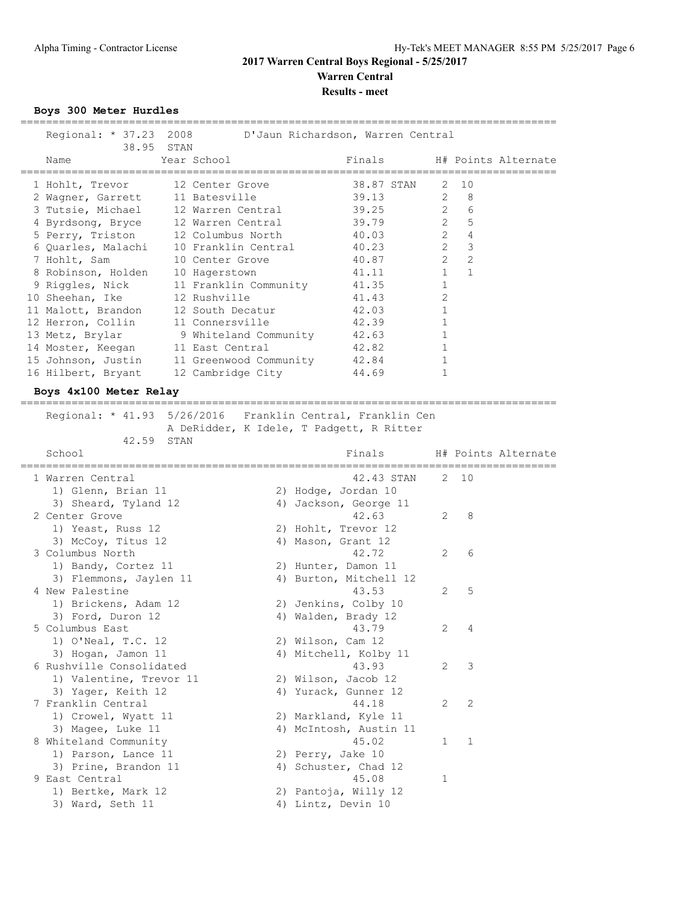## 2017 Warren Central Boys Regional - 5/25/2017

### Warren Central

### Results - meet

### Boys 300 Meter Hurdles

Regional: * 37.23 2008 D'Jaun Richardson, Warren Central
38.95 STAN

| Place | Name | Year | School | Finals | | H# | Points | Alternate |
|---|---|---|---|---|---|---|---|---|
| 1 | Hohlt, Trevor | 12 | Center Grove | 38.87 | STAN | 2 | 10 | |
| 2 | Wagner, Garrett | 11 | Batesville | 39.13 | | 2 | 8 | |
| 3 | Tutsie, Michael | 12 | Warren Central | 39.25 | | 2 | 6 | |
| 4 | Byrdsong, Bryce | 12 | Warren Central | 39.79 | | 2 | 5 | |
| 5 | Perry, Triston | 12 | Columbus North | 40.03 | | 2 | 4 | |
| 6 | Quarles, Malachi | 10 | Franklin Central | 40.23 | | 2 | 3 | |
| 7 | Hohlt, Sam | 10 | Center Grove | 40.87 | | 2 | 2 | |
| 8 | Robinson, Holden | 10 | Hagerstown | 41.11 | | 1 | 1 | |
| 9 | Riggles, Nick | 11 | Franklin Community | 41.35 | | 1 | | |
| 10 | Sheehan, Ike | 12 | Rushville | 41.43 | | 2 | | |
| 11 | Malott, Brandon | 12 | South Decatur | 42.03 | | 1 | | |
| 12 | Herron, Collin | 11 | Connersville | 42.39 | | 1 | | |
| 13 | Metz, Brylar | 9 | Whiteland Community | 42.63 | | 1 | | |
| 14 | Moster, Keegan | 11 | East Central | 42.82 | | 1 | | |
| 15 | Johnson, Justin | 11 | Greenwood Community | 42.84 | | 1 | | |
| 16 | Hilbert, Bryant | 12 | Cambridge City | 44.69 | | 1 | | |

### Boys 4x100 Meter Relay

Regional: * 41.93 5/26/2016 Franklin Central, Franklin Cen
A DeRidder, K Idele, T Padgett, R Ritter
42.59 STAN

| Place | School | Finals | | H# | Points | Alternate |
|---|---|---|---|---|---|---|
| 1 | Warren Central | 42.43 | STAN | 2 | 10 | |
| | 1) Glenn, Brian 11; 2) Hodge, Jordan 10; 3) Sheard, Tyland 12; 4) Jackson, George 11 | | | | | |
| 2 | Center Grove | 42.63 | | 2 | 8 | |
| | 1) Yeast, Russ 12; 2) Hohlt, Trevor 12; 3) McCoy, Titus 12; 4) Mason, Grant 12 | | | | | |
| 3 | Columbus North | 42.72 | | 2 | 6 | |
| | 1) Bandy, Cortez 11; 2) Hunter, Damon 11; 3) Flemmons, Jaylen 11; 4) Burton, Mitchell 12 | | | | | |
| 4 | New Palestine | 43.53 | | 2 | 5 | |
| | 1) Brickens, Adam 12; 2) Jenkins, Colby 10; 3) Ford, Duron 12; 4) Walden, Brady 12 | | | | | |
| 5 | Columbus East | 43.79 | | 2 | 4 | |
| | 1) O'Neal, T.C. 12; 2) Wilson, Cam 12; 3) Hogan, Jamon 11; 4) Mitchell, Kolby 11 | | | | | |
| 6 | Rushville Consolidated | 43.93 | | 2 | 3 | |
| | 1) Valentine, Trevor 11; 2) Wilson, Jacob 12; 3) Yager, Keith 12; 4) Yurack, Gunner 12 | | | | | |
| 7 | Franklin Central | 44.18 | | 2 | 2 | |
| | 1) Crowel, Wyatt 11; 2) Markland, Kyle 11; 3) Magee, Luke 11; 4) McIntosh, Austin 11 | | | | | |
| 8 | Whiteland Community | 45.02 | | 1 | 1 | |
| | 1) Parson, Lance 11; 2) Perry, Jake 10; 3) Prine, Brandon 11; 4) Schuster, Chad 12 | | | | | |
| 9 | East Central | 45.08 | | 1 | | |
| | 1) Bertke, Mark 12; 2) Pantoja, Willy 12; 3) Ward, Seth 11; 4) Lintz, Devin 10 | | | | | |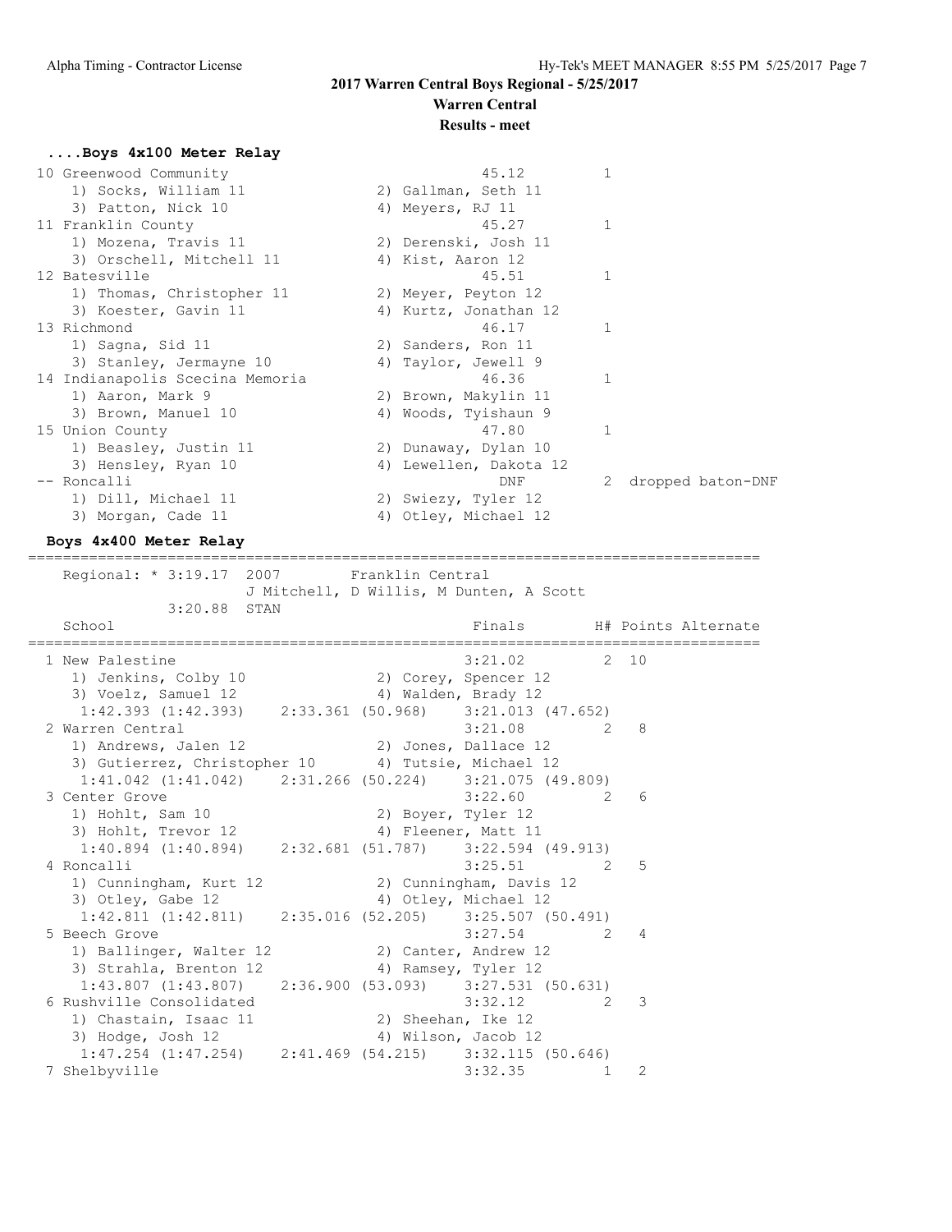## 2017 Warren Central Boys Regional - 5/25/2017

**Warren Central**

**Results - meet**

### ....Boys 4x100 Meter Relay

```
10 Greenwood Community                              45.12         1
    1) Socks, William 11              2) Gallman, Seth 11
    3) Patton, Nick 10                4) Meyers, RJ 11
11 Franklin County                                  45.27         1
    1) Mozena, Travis 11              2) Derenski, Josh 11
    3) Orschell, Mitchell 11          4) Kist, Aaron 12
12 Batesville                                       45.51         1
    1) Thomas, Christopher 11         2) Meyer, Peyton 12
    3) Koester, Gavin 11              4) Kurtz, Jonathan 12
13 Richmond                                         46.17         1
    1) Sagna, Sid 11                  2) Sanders, Ron 11
    3) Stanley, Jermayne 10           4) Taylor, Jewell 9
14 Indianapolis Scecina Memoria                     46.36         1
    1) Aaron, Mark 9                  2) Brown, Makylin 11
    3) Brown, Manuel 10               4) Woods, Tyishaun 9
15 Union County                                     47.80         1
    1) Beasley, Justin 11             2) Dunaway, Dylan 10
    3) Hensley, Ryan 10               4) Lewellen, Dakota 12
-- Roncalli                                           DNF         2  dropped baton-DNF
    1) Dill, Michael 11               2) Swiezy, Tyler 12
    3) Morgan, Cade 11                4) Otley, Michael 12
```

### Boys 4x400 Meter Relay

```
=====================================================================================
   Regional: * 3:19.17  2007        Franklin Central
                     J Mitchell, D Willis, M Dunten, A Scott
             3:20.88  STAN
   School                                         Finals       H# Points Alternate
=====================================================================================
  1 New Palestine                                 3:21.02        2  10
     1) Jenkins, Colby 10              2) Corey, Spencer 12
     3) Voelz, Samuel 12               4) Walden, Brady 12
      1:42.393 (1:42.393)    2:33.361 (50.968)    3:21.013 (47.652)
  2 Warren Central                                3:21.08        2   8
     1) Andrews, Jalen 12              2) Jones, Dallace 12
     3) Gutierrez, Christopher 10      4) Tutsie, Michael 12
      1:41.042 (1:41.042)    2:31.266 (50.224)    3:21.075 (49.809)
  3 Center Grove                                  3:22.60        2   6
     1) Hohlt, Sam 10                  2) Boyer, Tyler 12
     3) Hohlt, Trevor 12               4) Fleener, Matt 11
      1:40.894 (1:40.894)    2:32.681 (51.787)    3:22.594 (49.913)
  4 Roncalli                                      3:25.51        2   5
     1) Cunningham, Kurt 12            2) Cunningham, Davis 12
     3) Otley, Gabe 12                 4) Otley, Michael 12
      1:42.811 (1:42.811)    2:35.016 (52.205)    3:25.507 (50.491)
  5 Beech Grove                                   3:27.54        2   4
     1) Ballinger, Walter 12           2) Canter, Andrew 12
     3) Strahla, Brenton 12            4) Ramsey, Tyler 12
      1:43.807 (1:43.807)    2:36.900 (53.093)    3:27.531 (50.631)
  6 Rushville Consolidated                        3:32.12        2   3
     1) Chastain, Isaac 11             2) Sheehan, Ike 12
     3) Hodge, Josh 12                 4) Wilson, Jacob 12
      1:47.254 (1:47.254)    2:41.469 (54.215)    3:32.115 (50.646)
  7 Shelbyville                                   3:32.35        1   2
```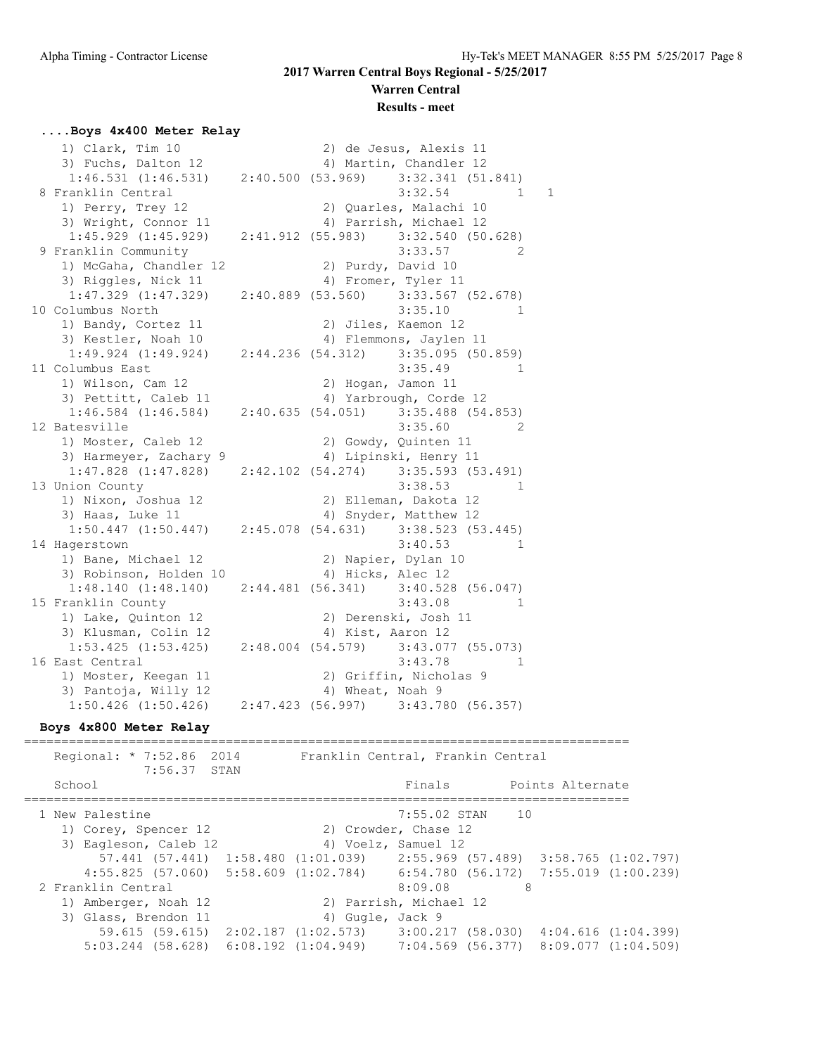# 2017 Warren Central Boys Regional - 5/25/2017

## Warren Central

### Results - meet

**....Boys 4x400 Meter Relay**

```
    1) Clark, Tim 10                  2) de Jesus, Alexis 11
    3) Fuchs, Dalton 12               4) Martin, Chandler 12
     1:46.531 (1:46.531)    2:40.500 (53.969)    3:32.341 (51.841)
  8 Franklin Central                                   3:32.54        1    1
    1) Perry, Trey 12                 2) Quarles, Malachi 10
    3) Wright, Connor 11              4) Parrish, Michael 12
     1:45.929 (1:45.929)    2:41.912 (55.983)    3:32.540 (50.628)
  9 Franklin Community                                 3:33.57        2
    1) McGaha, Chandler 12            2) Purdy, David 10
    3) Riggles, Nick 11               4) Fromer, Tyler 11
     1:47.329 (1:47.329)    2:40.889 (53.560)    3:33.567 (52.678)
 10 Columbus North                                     3:35.10        1
    1) Bandy, Cortez 11               2) Jiles, Kaemon 12
    3) Kestler, Noah 10               4) Flemmons, Jaylen 11
     1:49.924 (1:49.924)    2:44.236 (54.312)    3:35.095 (50.859)
 11 Columbus East                                      3:35.49        1
    1) Wilson, Cam 12                 2) Hogan, Jamon 11
    3) Pettitt, Caleb 11              4) Yarbrough, Corde 12
     1:46.584 (1:46.584)    2:40.635 (54.051)    3:35.488 (54.853)
 12 Batesville                                         3:35.60        2
    1) Moster, Caleb 12               2) Gowdy, Quinten 11
    3) Harmeyer, Zachary 9            4) Lipinski, Henry 11
     1:47.828 (1:47.828)    2:42.102 (54.274)    3:35.593 (53.491)
 13 Union County                                       3:38.53        1
    1) Nixon, Joshua 12               2) Elleman, Dakota 12
    3) Haas, Luke 11                  4) Snyder, Matthew 12
     1:50.447 (1:50.447)    2:45.078 (54.631)    3:38.523 (53.445)
 14 Hagerstown                                         3:40.53        1
    1) Bane, Michael 12               2) Napier, Dylan 10
    3) Robinson, Holden 10            4) Hicks, Alec 12
     1:48.140 (1:48.140)    2:44.481 (56.341)    3:40.528 (56.047)
 15 Franklin County                                    3:43.08        1
    1) Lake, Quinton 12               2) Derenski, Josh 11
    3) Klusman, Colin 12              4) Kist, Aaron 12
     1:53.425 (1:53.425)    2:48.004 (54.579)    3:43.077 (55.073)
 16 East Central                                       3:43.78        1
    1) Moster, Keegan 11              2) Griffin, Nicholas 9
    3) Pantoja, Willy 12              4) Wheat, Noah 9
     1:50.426 (1:50.426)    2:47.423 (56.997)    3:43.780 (56.357)
```

**Boys 4x800 Meter Relay**

```
================================================================================
   Regional: * 7:52.86  2014        Franklin Central, Frankin Central
            7:56.37  STAN
   School                                            Finals        Points Alternate
================================================================================
  1 New Palestine                                    7:55.02 STAN    10
    1) Corey, Spencer 12              2) Crowder, Chase 12
    3) Eagleson, Caleb 12             4) Voelz, Samuel 12
         57.441 (57.441)  1:58.480 (1:01.039)    2:55.969 (57.489)  3:58.765 (1:02.797)
       4:55.825 (57.060)  5:58.609 (1:02.784)    6:54.780 (56.172)  7:55.019 (1:00.239)
  2 Franklin Central                                 8:09.08          8
    1) Amberger, Noah 12              2) Parrish, Michael 12
    3) Glass, Brendon 11              4) Gugle, Jack 9
         59.615 (59.615)  2:02.187 (1:02.573)    3:00.217 (58.030)  4:04.616 (1:04.399)
       5:03.244 (58.628)  6:08.192 (1:04.949)    7:04.569 (56.377)  8:09.077 (1:04.509)
```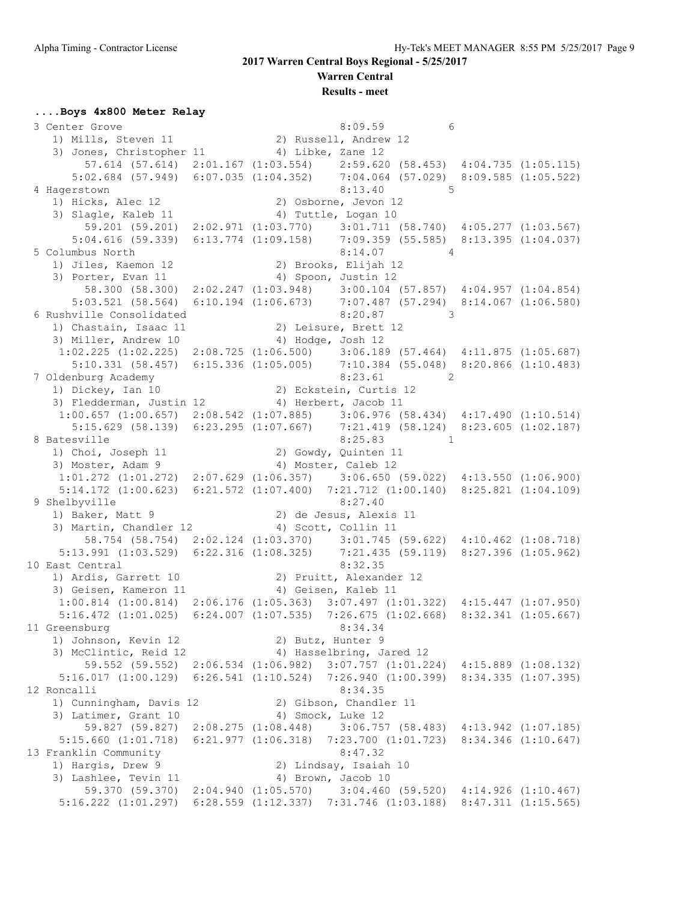## 2017 Warren Central Boys Regional - 5/25/2017

## Warren Central

## Results - meet

### ....Boys 4x800 Meter Relay

```
  3 Center Grove                                     8:09.59          6
     1) Mills, Steven 11                2) Russell, Andrew 12
     3) Jones, Christopher 11           4) Libke, Zane 12
          57.614 (57.614)  2:01.167 (1:03.554)    2:59.620 (58.453)  4:04.735 (1:05.115)
        5:02.684 (57.949)  6:07.035 (1:04.352)    7:04.064 (57.029)  8:09.585 (1:05.522)
  4 Hagerstown                                       8:13.40          5
     1) Hicks, Alec 12                  2) Osborne, Jevon 12
     3) Slagle, Kaleb 11                4) Tuttle, Logan 10
          59.201 (59.201)  2:02.971 (1:03.770)    3:01.711 (58.740)  4:05.277 (1:03.567)
        5:04.616 (59.339)  6:13.774 (1:09.158)    7:09.359 (55.585)  8:13.395 (1:04.037)
  5 Columbus North                                   8:14.07          4
     1) Jiles, Kaemon 12                2) Brooks, Elijah 12
     3) Porter, Evan 11                 4) Spoon, Justin 12
          58.300 (58.300)  2:02.247 (1:03.948)    3:00.104 (57.857)  4:04.957 (1:04.854)
        5:03.521 (58.564)  6:10.194 (1:06.673)    7:07.487 (57.294)  8:14.067 (1:06.580)
  6 Rushville Consolidated                           8:20.87          3
     1) Chastain, Isaac 11              2) Leisure, Brett 12
     3) Miller, Andrew 10               4) Hodge, Josh 12
      1:02.225 (1:02.225)  2:08.725 (1:06.500)    3:06.189 (57.464)  4:11.875 (1:05.687)
        5:10.331 (58.457)  6:15.336 (1:05.005)    7:10.384 (55.048)  8:20.866 (1:10.483)
  7 Oldenburg Academy                                8:23.61          2
     1) Dickey, Ian 10                  2) Eckstein, Curtis 12
     3) Fledderman, Justin 12           4) Herbert, Jacob 11
      1:00.657 (1:00.657)  2:08.542 (1:07.885)    3:06.976 (58.434)  4:17.490 (1:10.514)
        5:15.629 (58.139)  6:23.295 (1:07.667)    7:21.419 (58.124)  8:23.605 (1:02.187)
  8 Batesville                                       8:25.83          1
     1) Choi, Joseph 11                 2) Gowdy, Quinten 11
     3) Moster, Adam 9                  4) Moster, Caleb 12
      1:01.272 (1:01.272)  2:07.629 (1:06.357)    3:06.650 (59.022)  4:13.550 (1:06.900)
      5:14.172 (1:00.623)  6:21.572 (1:07.400)  7:21.712 (1:00.140)  8:25.821 (1:04.109)
  9 Shelbyville                                      8:27.40
     1) Baker, Matt 9                   2) de Jesus, Alexis 11
     3) Martin, Chandler 12             4) Scott, Collin 11
          58.754 (58.754)  2:02.124 (1:03.370)    3:01.745 (59.622)  4:10.462 (1:08.718)
      5:13.991 (1:03.529)  6:22.316 (1:08.325)    7:21.435 (59.119)  8:27.396 (1:05.962)
 10 East Central                                     8:32.35
     1) Ardis, Garrett 10               2) Pruitt, Alexander 12
     3) Geisen, Kameron 11              4) Geisen, Kaleb 11
      1:00.814 (1:00.814)  2:06.176 (1:05.363)  3:07.497 (1:01.322)  4:15.447 (1:07.950)
      5:16.472 (1:01.025)  6:24.007 (1:07.535)  7:26.675 (1:02.668)  8:32.341 (1:05.667)
 11 Greensburg                                       8:34.34
     1) Johnson, Kevin 12               2) Butz, Hunter 9
     3) McClintic, Reid 12              4) Hasselbring, Jared 12
          59.552 (59.552)  2:06.534 (1:06.982)  3:07.757 (1:01.224)  4:15.889 (1:08.132)
      5:16.017 (1:00.129)  6:26.541 (1:10.524)  7:26.940 (1:00.399)  8:34.335 (1:07.395)
 12 Roncalli                                         8:34.35
     1) Cunningham, Davis 12            2) Gibson, Chandler 11
     3) Latimer, Grant 10               4) Smock, Luke 12
          59.827 (59.827)  2:08.275 (1:08.448)    3:06.757 (58.483)  4:13.942 (1:07.185)
      5:15.660 (1:01.718)  6:21.977 (1:06.318)  7:23.700 (1:01.723)  8:34.346 (1:10.647)
 13 Franklin Community                               8:47.32
     1) Hargis, Drew 9                  2) Lindsay, Isaiah 10
     3) Lashlee, Tevin 11               4) Brown, Jacob 10
          59.370 (59.370)  2:04.940 (1:05.570)    3:04.460 (59.520)  4:14.926 (1:10.467)
      5:16.222 (1:01.297)  6:28.559 (1:12.337)  7:31.746 (1:03.188)  8:47.311 (1:15.565)
```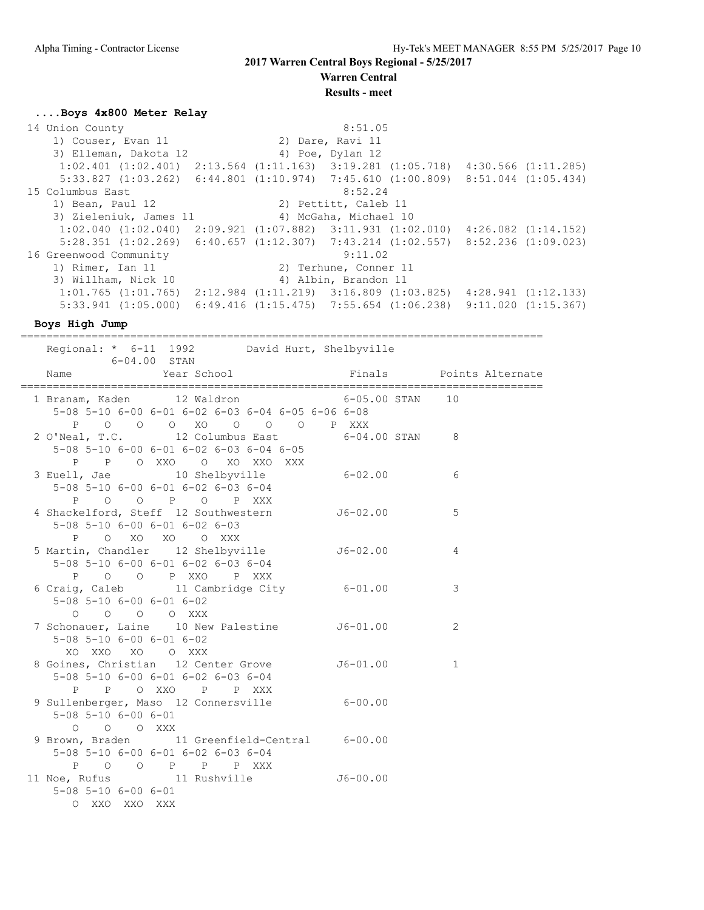**2017 Warren Central Boys Regional - 5/25/2017**

**Warren Central**

**Results - meet**

### ....Boys 4x800 Meter Relay

```
 14 Union County                                     8:51.05
    1) Couser, Evan 11                2) Dare, Ravi 11
    3) Elleman, Dakota 12             4) Poe, Dylan 12
     1:02.401 (1:02.401)  2:13.564 (1:11.163)  3:19.281 (1:05.718)  4:30.566 (1:11.285)
     5:33.827 (1:03.262)  6:44.801 (1:10.974)  7:45.610 (1:00.809)  8:51.044 (1:05.434)
 15 Columbus East                                    8:52.24
    1) Bean, Paul 12                  2) Pettitt, Caleb 11
    3) Zieleniuk, James 11            4) McGaha, Michael 10
     1:02.040 (1:02.040)  2:09.921 (1:07.882)  3:11.931 (1:02.010)  4:26.082 (1:14.152)
     5:28.351 (1:02.269)  6:40.657 (1:12.307)  7:43.214 (1:02.557)  8:52.236 (1:09.023)
 16 Greenwood Community                              9:11.02
    1) Rimer, Ian 11                  2) Terhune, Conner 11
    3) Willham, Nick 10               4) Albin, Brandon 11
     1:01.765 (1:01.765)  2:12.984 (1:11.219)  3:16.809 (1:03.825)  4:28.941 (1:12.133)
     5:33.941 (1:05.000)  6:49.416 (1:15.475)  7:55.654 (1:06.238)  9:11.020 (1:15.367)
```

### Boys High Jump

```
=================================================================================
    Regional: * 6-11  1992        David Hurt, Shelbyville
             6-04.00  STAN
    Name              Year School                 Finals        Points Alternate
=================================================================================
  1 Branam, Kaden       12 Waldron                6-05.00 STAN    10
     5-08 5-10 6-00 6-01 6-02 6-03 6-04 6-05 6-06 6-08
        P    O    O    O   XO    O    O    O    P  XXX
  2 O'Neal, T.C.        12 Columbus East          6-04.00 STAN     8
     5-08 5-10 6-00 6-01 6-02 6-03 6-04 6-05
        P    P    O  XXO    O   XO  XXO  XXX
  3 Euell, Jae          10 Shelbyville            6-02.00          6
     5-08 5-10 6-00 6-01 6-02 6-03 6-04
        P    O    O    P    O    P  XXX
  4 Shackelford, Steff  12 Southwestern          J6-02.00          5
     5-08 5-10 6-00 6-01 6-02 6-03
        P    O   XO   XO    O  XXX
  5 Martin, Chandler    12 Shelbyville           J6-02.00          4
     5-08 5-10 6-00 6-01 6-02 6-03 6-04
        P    O    O    P  XXO    P  XXX
  6 Craig, Caleb        11 Cambridge City         6-01.00          3
     5-08 5-10 6-00 6-01 6-02
        O    O    O    O  XXX
  7 Schonauer, Laine    10 New Palestine         J6-01.00          2
     5-08 5-10 6-00 6-01 6-02
       XO  XXO   XO    O  XXX
  8 Goines, Christian   12 Center Grove          J6-01.00          1
     5-08 5-10 6-00 6-01 6-02 6-03 6-04
        P    P    O  XXO    P    P  XXX
  9 Sullenberger, Maso  12 Connersville           6-00.00
     5-08 5-10 6-00 6-01
        O    O    O  XXX
  9 Brown, Braden       11 Greenfield-Central     6-00.00
     5-08 5-10 6-00 6-01 6-02 6-03 6-04
        P    O    O    P    P    P  XXX
 11 Noe, Rufus          11 Rushville             J6-00.00
     5-08 5-10 6-00 6-01
        O  XXO  XXO  XXX
```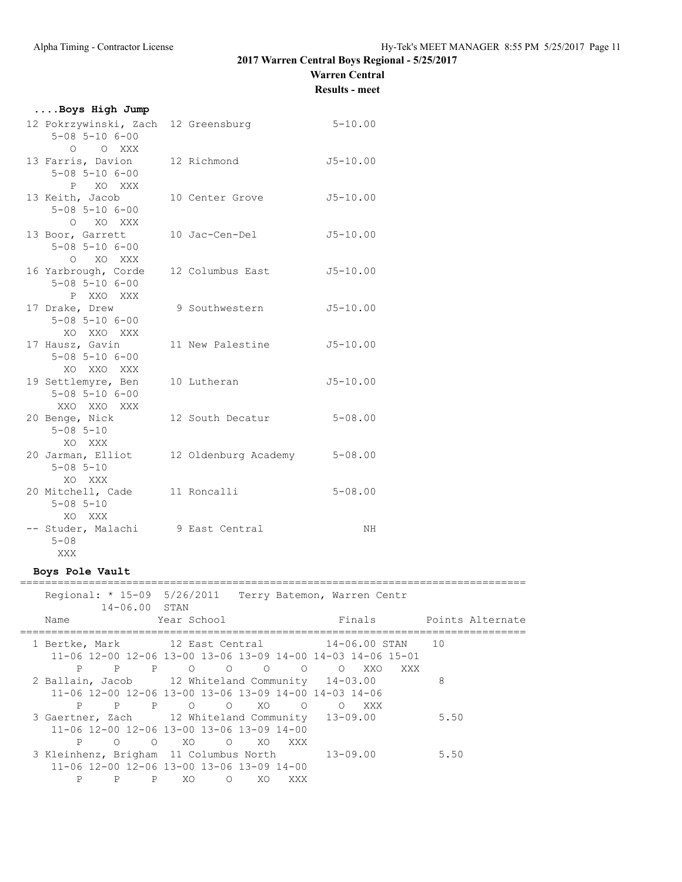**2017 Warren Central Boys Regional - 5/25/2017**

**Warren Central**

**Results - meet**

### ....Boys High Jump

```
12 Pokrzywinski, Zach  12 Greensburg             5-10.00
     5-08 5-10 6-00
        O    O XXX
13 Farris, Davion      12 Richmond              J5-10.00
     5-08 5-10 6-00
        P   XO XXX
13 Keith, Jacob        10 Center Grove          J5-10.00
     5-08 5-10 6-00
        O   XO XXX
13 Boor, Garrett       10 Jac-Cen-Del           J5-10.00
     5-08 5-10 6-00
        O   XO XXX
16 Yarbrough, Corde    12 Columbus East         J5-10.00
     5-08 5-10 6-00
        P  XXO XXX
17 Drake, Drew          9 Southwestern          J5-10.00
     5-08 5-10 6-00
       XO  XXO XXX
17 Hausz, Gavin        11 New Palestine         J5-10.00
     5-08 5-10 6-00
       XO  XXO XXX
19 Settlemyre, Ben     10 Lutheran              J5-10.00
     5-08 5-10 6-00
      XXO  XXO XXX
20 Benge, Nick         12 South Decatur          5-08.00
     5-08 5-10
       XO  XXX
20 Jarman, Elliot      12 Oldenburg Academy      5-08.00
     5-08 5-10
       XO  XXX
20 Mitchell, Cade      11 Roncalli               5-08.00
     5-08 5-10
       XO  XXX
-- Studer, Malachi      9 East Central                NH
     5-08
      XXX
```

### Boys Pole Vault

```
=================================================================================
    Regional: * 15-09  5/26/2011   Terry Batemon, Warren Centr
           14-06.00  STAN
    Name                Year School                 Finals        Points Alternate
=================================================================================
  1 Bertke, Mark        12 East Central          14-06.00 STAN    10
     11-06 12-00 12-06 13-00 13-06 13-09 14-00 14-03 14-06 15-01
         P     P     P     O     O     O     O     O   XXO   XXX
  2 Ballain, Jacob      12 Whiteland Community   14-03.00          8
     11-06 12-00 12-06 13-00 13-06 13-09 14-00 14-03 14-06
         P     P     P     O     O    XO     O     O   XXX
  3 Gaertner, Zach      12 Whiteland Community   13-09.00          5.50
     11-06 12-00 12-06 13-00 13-06 13-09 14-00
         P     O     O    XO     O    XO   XXX
  3 Kleinhenz, Brigham  11 Columbus North        13-09.00          5.50
     11-06 12-00 12-06 13-00 13-06 13-09 14-00
         P     P     P    XO     O    XO   XXX
```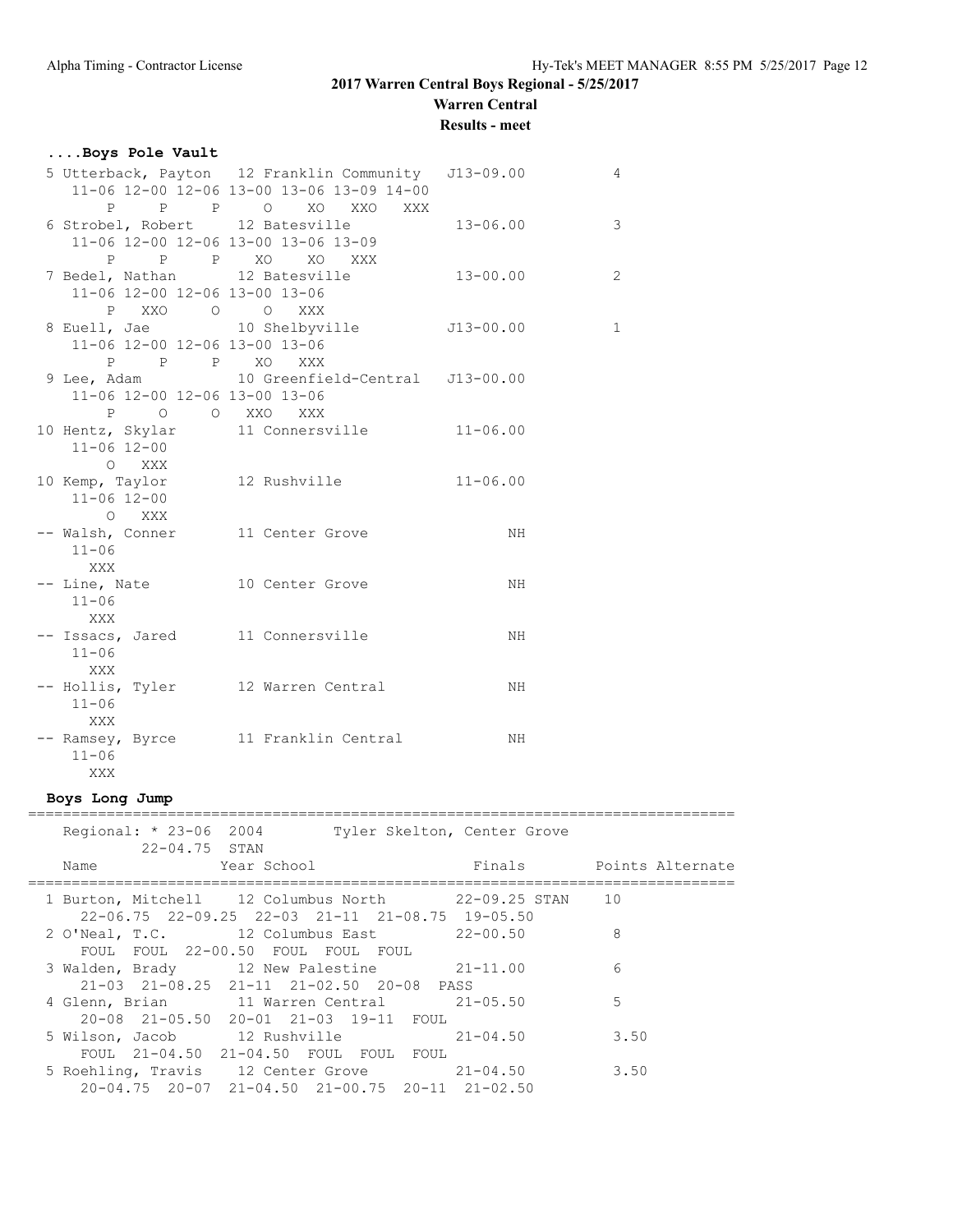## 2017 Warren Central Boys Regional - 5/25/2017

### Warren Central

### Results - meet

#### ....Boys Pole Vault

```
  5 Utterback, Payton   12 Franklin Community   J13-09.00          4
     11-06 12-00 12-06 13-00 13-06 13-09 14-00
         P     P     P     O    XO   XXO   XXX
  6 Strobel, Robert     12 Batesville            13-06.00          3
     11-06 12-00 12-06 13-00 13-06 13-09
         P     P     P    XO    XO   XXX
  7 Bedel, Nathan       12 Batesville            13-00.00          2
     11-06 12-00 12-06 13-00 13-06
         P   XXO     O     O   XXX
  8 Euell, Jae          10 Shelbyville          J13-00.00          1
     11-06 12-00 12-06 13-00 13-06
         P     P     P    XO   XXX
  9 Lee, Adam           10 Greenfield-Central   J13-00.00
     11-06 12-00 12-06 13-00 13-06
         P     O     O   XXO   XXX
 10 Hentz, Skylar       11 Connersville          11-06.00
     11-06 12-00
         O   XXX
 10 Kemp, Taylor        12 Rushville             11-06.00
     11-06 12-00
         O   XXX
 -- Walsh, Conner       11 Center Grove                NH
     11-06
       XXX
 -- Line, Nate          10 Center Grove                NH
     11-06
       XXX
 -- Issacs, Jared       11 Connersville                NH
     11-06
       XXX
 -- Hollis, Tyler       12 Warren Central              NH
     11-06
       XXX
 -- Ramsey, Byrce       11 Franklin Central            NH
     11-06
       XXX
```

#### Boys Long Jump

```
================================================================================
    Regional: * 23-06  2004        Tyler Skelton, Center Grove
           22-04.75  STAN
    Name              Year School                 Finals        Points Alternate
================================================================================
  1 Burton, Mitchell    12 Columbus North       22-09.25 STAN    10
     22-06.75  22-09.25  22-03  21-11  21-08.75  19-05.50
  2 O'Neal, T.C.        12 Columbus East         22-00.50          8
     FOUL  FOUL  22-00.50  FOUL  FOUL  FOUL
  3 Walden, Brady       12 New Palestine         21-11.00          6
     21-03  21-08.25  21-11  21-02.50  20-08  PASS
  4 Glenn, Brian        11 Warren Central        21-05.50          5
     20-08  21-05.50  20-01  21-03  19-11  FOUL
  5 Wilson, Jacob       12 Rushville             21-04.50          3.50
     FOUL  21-04.50  21-04.50  FOUL  FOUL  FOUL
  5 Roehling, Travis    12 Center Grove          21-04.50          3.50
     20-04.75  20-07  21-04.50  21-00.75  20-11  21-02.50
```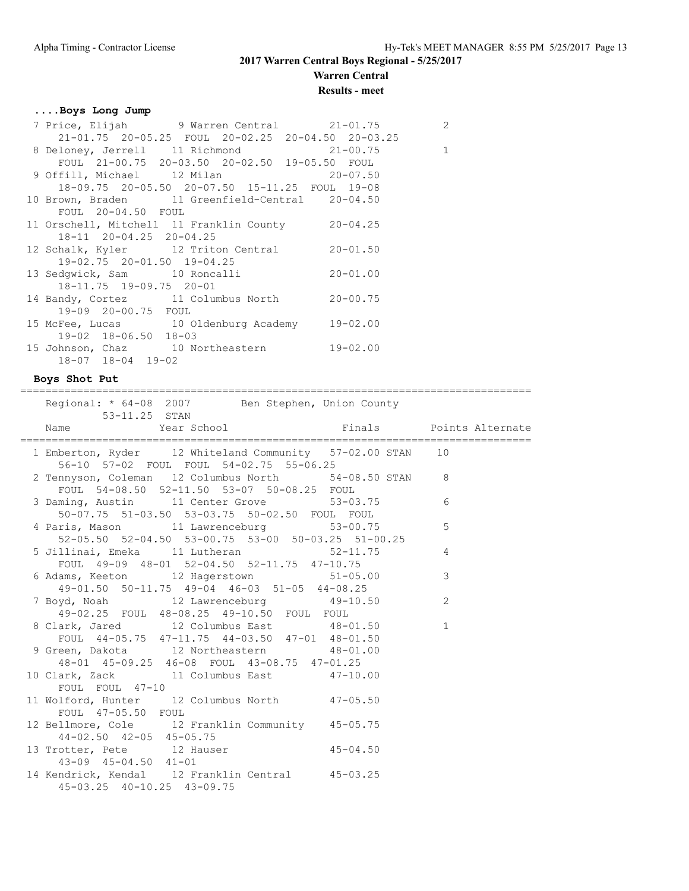# 2017 Warren Central Boys Regional - 5/25/2017

**Warren Central**

**Results - meet**

### ....Boys Long Jump

```
 7 Price, Elijah        9 Warren Central       21-01.75          2
     21-01.75  20-05.25  FOUL  20-02.25  20-04.50  20-03.25
 8 Deloney, Jerrell    11 Richmond              21-00.75          1
     FOUL  21-00.75  20-03.50  20-02.50  19-05.50  FOUL
 9 Offill, Michael     12 Milan                 20-07.50
     18-09.75  20-05.50  20-07.50  15-11.25  FOUL  19-08
10 Brown, Braden       11 Greenfield-Central    20-04.50
     FOUL  20-04.50  FOUL
11 Orschell, Mitchell  11 Franklin County       20-04.25
     18-11  20-04.25  20-04.25
12 Schalk, Kyler       12 Triton Central        20-01.50
     19-02.75  20-01.50  19-04.25
13 Sedgwick, Sam       10 Roncalli              20-01.00
     18-11.75  19-09.75  20-01
14 Bandy, Cortez       11 Columbus North        20-00.75
     19-09  20-00.75  FOUL
15 McFee, Lucas        10 Oldenburg Academy     19-02.00
     19-02  18-06.50  18-03
15 Johnson, Chaz       10 Northeastern          19-02.00
     18-07  18-04  19-02
```

### Boys Shot Put

```
=================================================================================
    Regional: * 64-08  2007        Ben Stephen, Union County
           53-11.25  STAN
    Name              Year School                Finals       Points Alternate
=================================================================================
  1 Emberton, Ryder     12 Whiteland Community   57-02.00 STAN   10
      56-10  57-02  FOUL  FOUL  54-02.75  55-06.25
  2 Tennyson, Coleman   12 Columbus North        54-08.50 STAN    8
      FOUL  54-08.50  52-11.50  53-07  50-08.25  FOUL
  3 Daming, Austin      11 Center Grove          53-03.75         6
      50-07.75  51-03.50  53-03.75  50-02.50  FOUL  FOUL
  4 Paris, Mason        11 Lawrenceburg          53-00.75         5
      52-05.50  52-04.50  53-00.75  53-00  50-03.25  51-00.25
  5 Jillinai, Emeka     11 Lutheran              52-11.75         4
      FOUL  49-09  48-01  52-04.50  52-11.75  47-10.75
  6 Adams, Keeton       12 Hagerstown            51-05.00         3
      49-01.50  50-11.75  49-04  46-03  51-05  44-08.25
  7 Boyd, Noah          12 Lawrenceburg          49-10.50         2
      49-02.25  FOUL  48-08.25  49-10.50  FOUL  FOUL
  8 Clark, Jared        12 Columbus East         48-01.50         1
      FOUL  44-05.75  47-11.75  44-03.50  47-01  48-01.50
  9 Green, Dakota       12 Northeastern          48-01.00
      48-01  45-09.25  46-08  FOUL  43-08.75  47-01.25
 10 Clark, Zack         11 Columbus East         47-10.00
      FOUL  FOUL  47-10
 11 Wolford, Hunter     12 Columbus North        47-05.50
      FOUL  47-05.50  FOUL
 12 Bellmore, Cole      12 Franklin Community    45-05.75
      44-02.50  42-05  45-05.75
 13 Trotter, Pete       12 Hauser                45-04.50
      43-09  45-04.50  41-01
 14 Kendrick, Kendal    12 Franklin Central      45-03.25
      45-03.25  40-10.25  43-09.75
```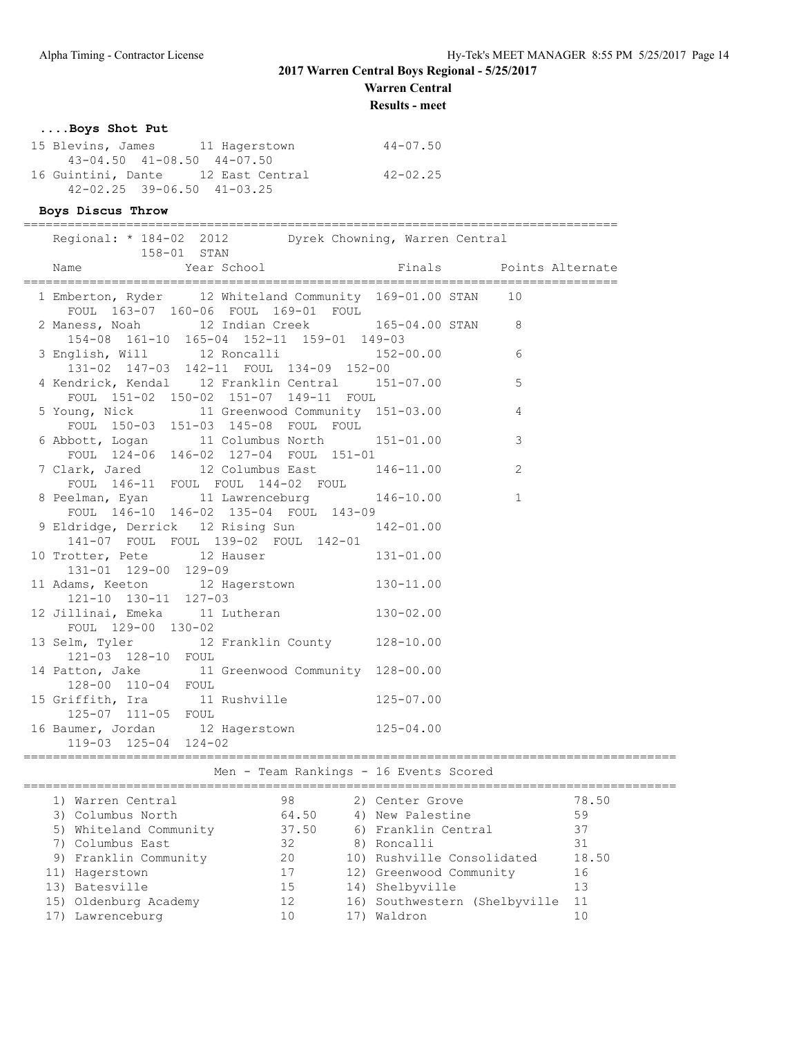2017 Warren Central Boys Regional - 5/25/2017

Warren Central

Results - meet

### ....Boys Shot Put

```
15 Blevins, James       11 Hagerstown              44-07.50
     43-04.50  41-08.50  44-07.50
16 Guintini, Dante      12 East Central            42-02.25
     42-02.25  39-06.50  41-03.25
```

### Boys Discus Throw

```
=================================================================================
    Regional: * 184-02  2012        Dyrek Chowning, Warren Central
              158-01  STAN
    Name              Year School                Finals       Points Alternate
=================================================================================
  1 Emberton, Ryder     12 Whiteland Community  169-01.00 STAN    10
      FOUL  163-07  160-06  FOUL  169-01  FOUL
  2 Maness, Noah        12 Indian Creek         165-04.00 STAN     8
      154-08  161-10  165-04  152-11  159-01  149-03
  3 English, Will       12 Roncalli             152-00.00          6
      131-02  147-03  142-11  FOUL  134-09  152-00
  4 Kendrick, Kendal    12 Franklin Central     151-07.00          5
      FOUL  151-02  150-02  151-07  149-11  FOUL
  5 Young, Nick         11 Greenwood Community  151-03.00          4
      FOUL  150-03  151-03  145-08  FOUL  FOUL
  6 Abbott, Logan       11 Columbus North       151-01.00          3
      FOUL  124-06  146-02  127-04  FOUL  151-01
  7 Clark, Jared        12 Columbus East        146-11.00          2
      FOUL  146-11  FOUL  FOUL  144-02  FOUL
  8 Peelman, Eyan       11 Lawrenceburg         146-10.00          1
      FOUL  146-10  146-02  135-04  FOUL  143-09
  9 Eldridge, Derrick   12 Rising Sun           142-01.00
      141-07  FOUL  FOUL  139-02  FOUL  142-01
 10 Trotter, Pete       12 Hauser               131-01.00
      131-01  129-00  129-09
 11 Adams, Keeton       12 Hagerstown           130-11.00
      121-10  130-11  127-03
 12 Jillinai, Emeka     11 Lutheran             130-02.00
      FOUL  129-00  130-02
 13 Selm, Tyler         12 Franklin County      128-10.00
      121-03  128-10  FOUL
 14 Patton, Jake        11 Greenwood Community  128-00.00
      128-00  110-04  FOUL
 15 Griffith, Ira       11 Rushville            125-07.00
      125-07  111-05  FOUL
 16 Baumer, Jordan      12 Hagerstown           125-04.00
      119-03  125-04  124-02
```

### Men - Team Rankings - 16 Events Scored

| Place | Team | Points | Place | Team | Points |
|---|---|---|---|---|---|
| 1) | Warren Central | 98 | 2) | Center Grove | 78.50 |
| 3) | Columbus North | 64.50 | 4) | New Palestine | 59 |
| 5) | Whiteland Community | 37.50 | 6) | Franklin Central | 37 |
| 7) | Columbus East | 32 | 8) | Roncalli | 31 |
| 9) | Franklin Community | 20 | 10) | Rushville Consolidated | 18.50 |
| 11) | Hagerstown | 17 | 12) | Greenwood Community | 16 |
| 13) | Batesville | 15 | 14) | Shelbyville | 13 |
| 15) | Oldenburg Academy | 12 | 16) | Southwestern (Shelbyville | 11 |
| 17) | Lawrenceburg | 10 | 17) | Waldron | 10 |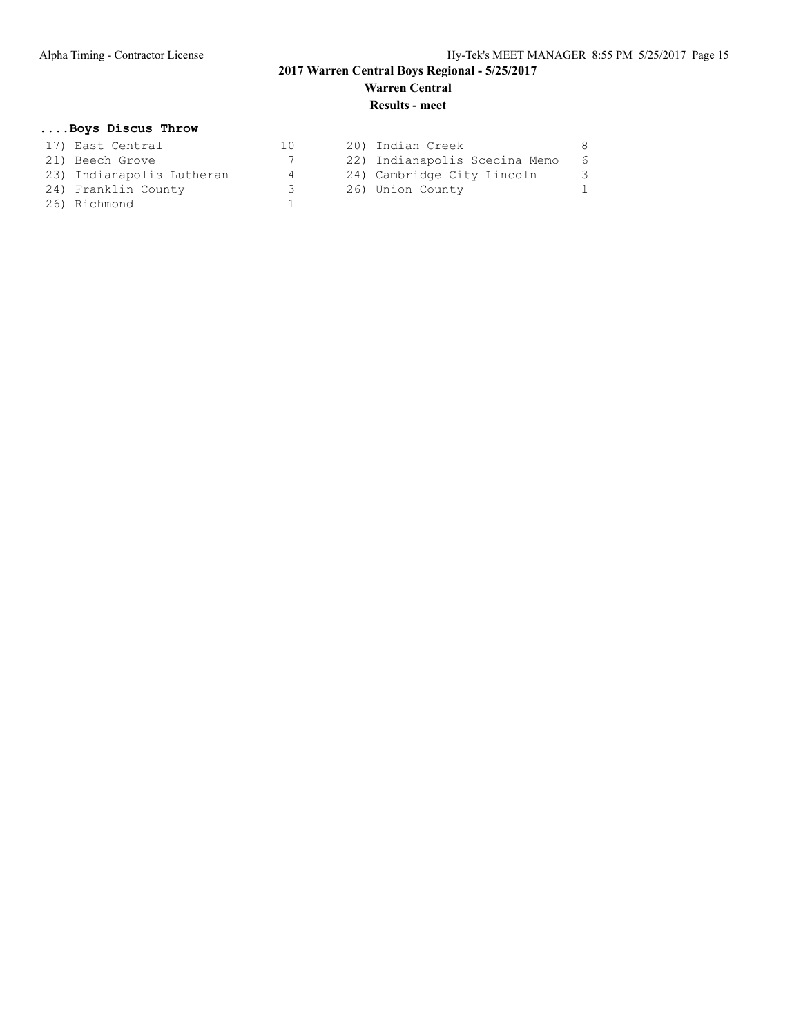**2017 Warren Central Boys Regional - 5/25/2017**

**Warren Central**

**Results - meet**

### ....Boys Discus Throw

| | | | |
|---|---|---|---|
| 17) East Central | 10 | 20) Indian Creek | 8 |
| 21) Beech Grove | 7 | 22) Indianapolis Scecina Memo | 6 |
| 23) Indianapolis Lutheran | 4 | 24) Cambridge City Lincoln | 3 |
| 24) Franklin County | 3 | 26) Union County | 1 |
| 26) Richmond | 1 | | |